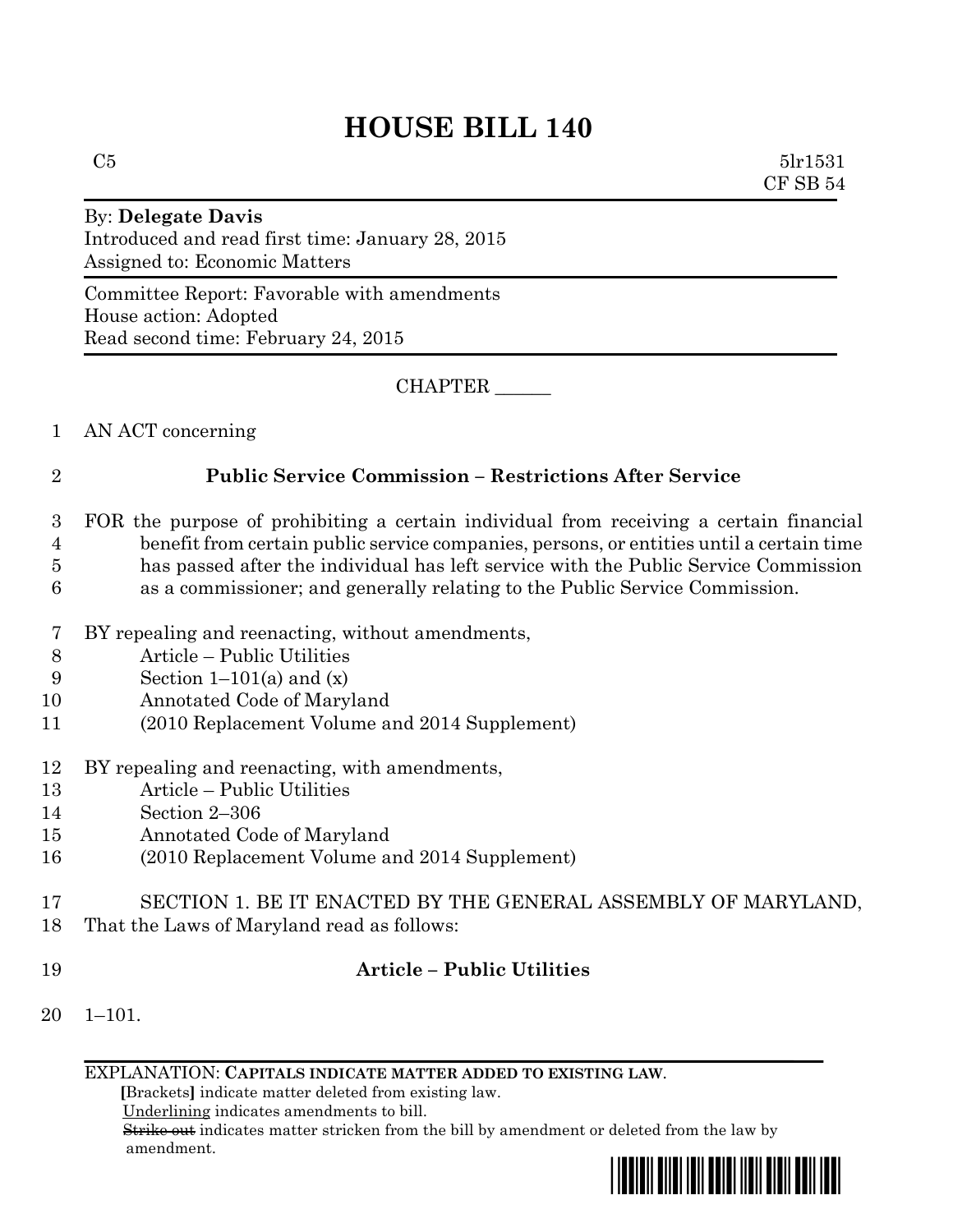# HOUSE BILL 140

C5 5lr1531
CF SB 54

By: **Delegate Davis**
Introduced and read first time: January 28, 2015
Assigned to: Economic Matters

Committee Report: Favorable with amendments
House action: Adopted
Read second time: February 24, 2015

CHAPTER ______

1 AN ACT concerning

2 **Public Service Commission – Restrictions After Service**

3 FOR the purpose of prohibiting a certain individual from receiving a certain financial
4 benefit from certain public service companies, persons, or entities until a certain time
5 has passed after the individual has left service with the Public Service Commission
6 as a commissioner; and generally relating to the Public Service Commission.

7 BY repealing and reenacting, without amendments,
8 Article – Public Utilities
9 Section 1–101(a) and (x)
10 Annotated Code of Maryland
11 (2010 Replacement Volume and 2014 Supplement)

12 BY repealing and reenacting, with amendments,
13 Article – Public Utilities
14 Section 2–306
15 Annotated Code of Maryland
16 (2010 Replacement Volume and 2014 Supplement)

17 SECTION 1. BE IT ENACTED BY THE GENERAL ASSEMBLY OF MARYLAND,
18 That the Laws of Maryland read as follows:

19 **Article – Public Utilities**

20 1–101.

EXPLANATION: **CAPITALS INDICATE MATTER ADDED TO EXISTING LAW.**
**[**Brackets**]** indicate matter deleted from existing law.
Underlining indicates amendments to bill.
~~Strike out~~ indicates matter stricken from the bill by amendment or deleted from the law by amendment.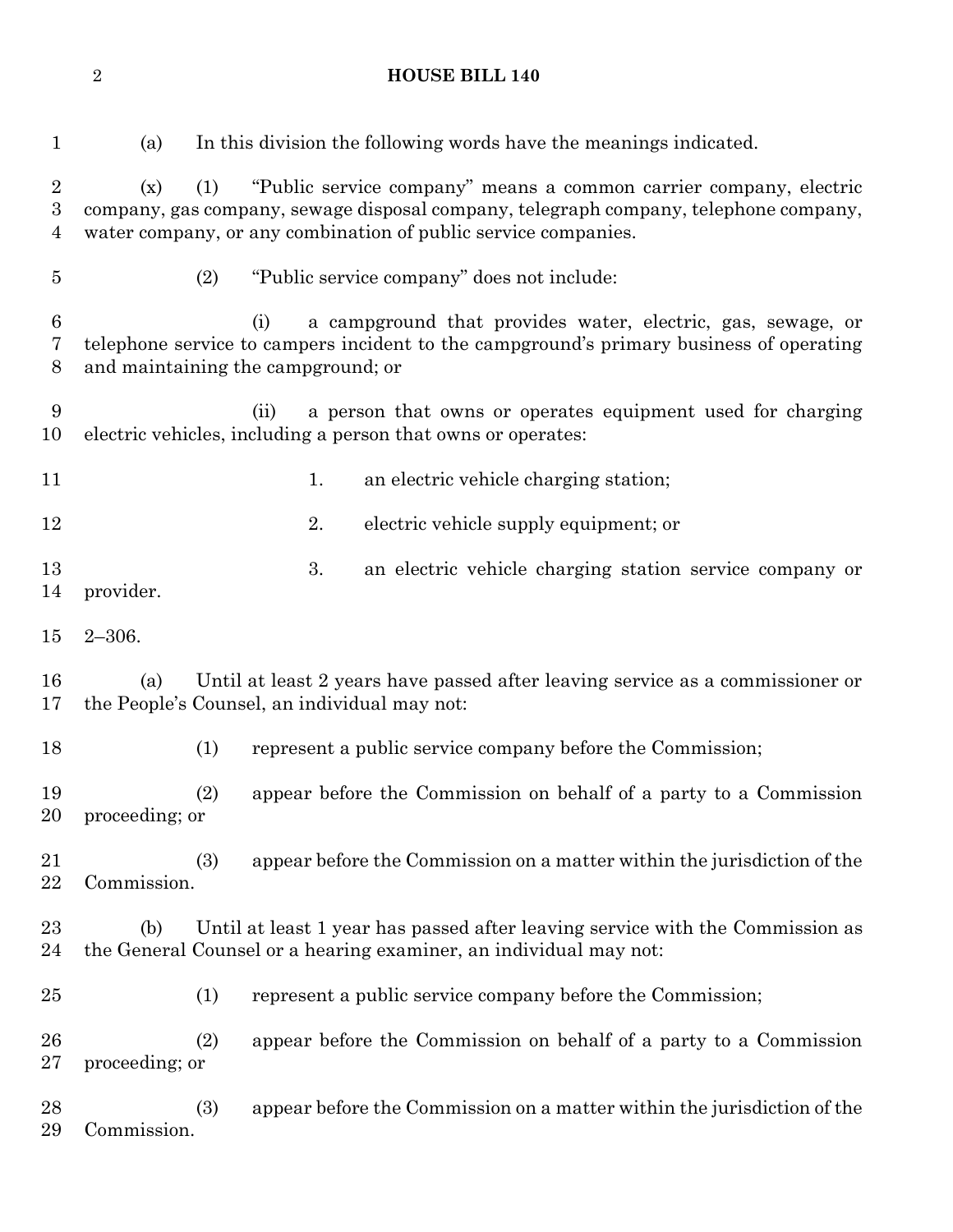(a) In this division the following words have the meanings indicated.

(x) (1) "Public service company" means a common carrier company, electric company, gas company, sewage disposal company, telegraph company, telephone company, water company, or any combination of public service companies.

(2) "Public service company" does not include:

(i) a campground that provides water, electric, gas, sewage, or telephone service to campers incident to the campground's primary business of operating and maintaining the campground; or

(ii) a person that owns or operates equipment used for charging electric vehicles, including a person that owns or operates:

1. an electric vehicle charging station;

2. electric vehicle supply equipment; or

3. an electric vehicle charging station service company or provider.

2–306.

(a) Until at least 2 years have passed after leaving service as a commissioner or the People's Counsel, an individual may not:

(1) represent a public service company before the Commission;

(2) appear before the Commission on behalf of a party to a Commission proceeding; or

(3) appear before the Commission on a matter within the jurisdiction of the Commission.

(b) Until at least 1 year has passed after leaving service with the Commission as the General Counsel or a hearing examiner, an individual may not:

(1) represent a public service company before the Commission;

(2) appear before the Commission on behalf of a party to a Commission proceeding; or

(3) appear before the Commission on a matter within the jurisdiction of the Commission.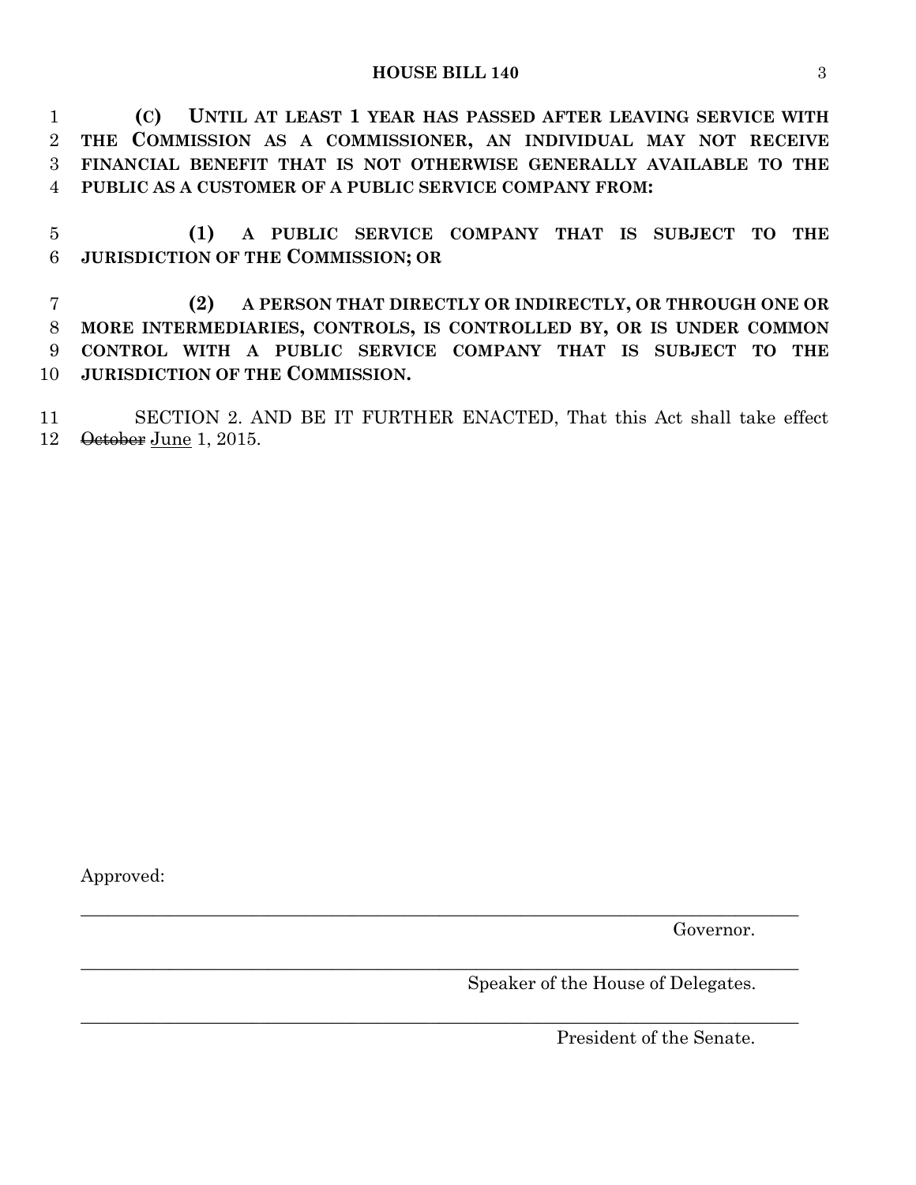**(C) UNTIL AT LEAST 1 YEAR HAS PASSED AFTER LEAVING SERVICE WITH THE COMMISSION AS A COMMISSIONER, AN INDIVIDUAL MAY NOT RECEIVE FINANCIAL BENEFIT THAT IS NOT OTHERWISE GENERALLY AVAILABLE TO THE PUBLIC AS A CUSTOMER OF A PUBLIC SERVICE COMPANY FROM:**

**(1) A PUBLIC SERVICE COMPANY THAT IS SUBJECT TO THE JURISDICTION OF THE COMMISSION; OR**

**(2) A PERSON THAT DIRECTLY OR INDIRECTLY, OR THROUGH ONE OR MORE INTERMEDIARIES, CONTROLS, IS CONTROLLED BY, OR IS UNDER COMMON CONTROL WITH A PUBLIC SERVICE COMPANY THAT IS SUBJECT TO THE JURISDICTION OF THE COMMISSION.**

SECTION 2. AND BE IT FURTHER ENACTED, That this Act shall take effect ~~October~~ June 1, 2015.

Approved:

\_\_\_\_\_\_\_\_\_\_\_\_\_\_\_\_\_\_\_\_\_\_\_\_\_\_\_\_\_\_\_\_\_\_\_\_\_\_\_\_
Governor.

\_\_\_\_\_\_\_\_\_\_\_\_\_\_\_\_\_\_\_\_\_\_\_\_\_\_\_\_\_\_\_\_\_\_\_\_\_\_\_\_
Speaker of the House of Delegates.

\_\_\_\_\_\_\_\_\_\_\_\_\_\_\_\_\_\_\_\_\_\_\_\_\_\_\_\_\_\_\_\_\_\_\_\_\_\_\_\_
President of the Senate.